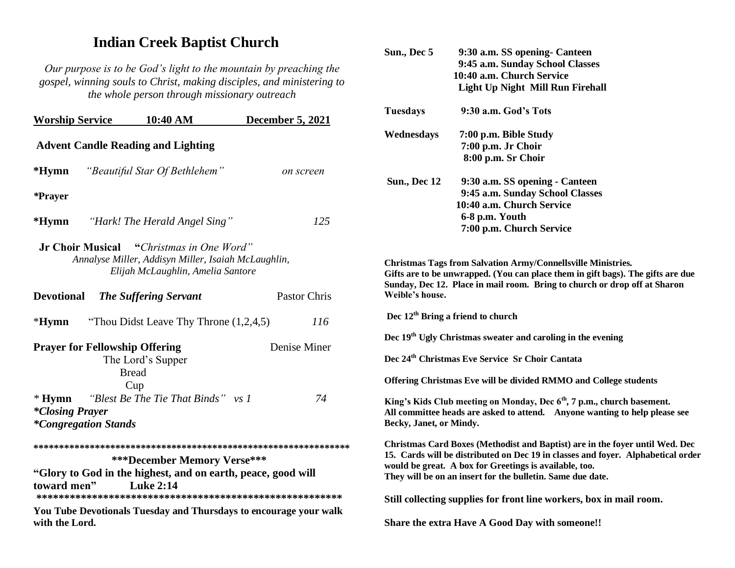# Indian Creek Baptist Church

*Our purpose is to be God's light to the mountain by preaching the gospel, winning souls to Christ, making disciples, and ministering to the whole person through missionary outreach*

**Worship Service 10:40 AM December 5, 2021**

**Advent Candle Reading and Lighting**

**\*Hymn** *"Beautiful Star Of Bethlehem"* *on screen*

**\*Prayer**

**\*Hymn** *"Hark! The Herald Angel Sing"* *125*

**Jr Choir Musical "***Christmas in One Word"*
*Annalyse Miller, Addisyn Miller, Isaiah McLaughlin, Elijah McLaughlin, Amelia Santore*

**Devotional** ***The Suffering Servant*** Pastor Chris

\***Hymn** "Thou Didst Leave Thy Throne (1,2,4,5) *116*

**Prayer for Fellowship Offering** Denise Miner

The Lord's Supper
Bread
Cup

\* **Hymn** *"Blest Be The Tie That Binds" vs 1* *74*

***\*Closing Prayer***

***\*Congregation Stands***

\*\*\*\*\*\*\*\*\*\*\*\*\*\*\*\*\*\*\*\*\*\*\*\*\*\*\*\*\*\*\*\*\*\*\*\*\*\*\*\*\*\*\*\*\*\*\*\*\*\*\*\*\*\*\*\*\*\*\*\*\*

**\*\*\*December Memory Verse\*\*\***

**"Glory to God in the highest, and on earth, peace, good will toward men" Luke 2:14**

\*\*\*\*\*\*\*\*\*\*\*\*\*\*\*\*\*\*\*\*\*\*\*\*\*\*\*\*\*\*\*\*\*\*\*\*\*\*\*\*\*\*\*\*\*\*\*\*\*\*\*\*\*\*\*\*

**You Tube Devotionals Tuesday and Thursdays to encourage your walk with the Lord.**

**Sun., Dec 5** **9:30 a.m. SS opening- Canteen**
**9:45 a.m. Sunday School Classes**
**10:40 a.m. Church Service**
**Light Up Night Mill Run Firehall**

**Tuesdays** **9:30 a.m. God's Tots**

**Wednesdays** **7:00 p.m. Bible Study**
**7:00 p.m. Jr Choir**
**8:00 p.m. Sr Choir**

**Sun., Dec 12** **9:30 a.m. SS opening - Canteen**
**9:45 a.m. Sunday School Classes**
**10:40 a.m. Church Service**
**6-8 p.m. Youth**
**7:00 p.m. Church Service**

**Christmas Tags from Salvation Army/Connellsville Ministries. Gifts are to be unwrapped. (You can place them in gift bags). The gifts are due Sunday, Dec 12. Place in mail room. Bring to church or drop off at Sharon Weible's house.**

**Dec 12th Bring a friend to church**

**Dec 19th Ugly Christmas sweater and caroling in the evening**

**Dec 24th Christmas Eve Service Sr Choir Cantata**

**Offering Christmas Eve will be divided RMMO and College students**

**King's Kids Club meeting on Monday, Dec 6th, 7 p.m., church basement. All committee heads are asked to attend. Anyone wanting to help please see Becky, Janet, or Mindy.**

**Christmas Card Boxes (Methodist and Baptist) are in the foyer until Wed. Dec 15. Cards will be distributed on Dec 19 in classes and foyer. Alphabetical order would be great. A box for Greetings is available, too. They will be on an insert for the bulletin. Same due date.**

**Still collecting supplies for front line workers, box in mail room.**

**Share the extra Have A Good Day with someone!!**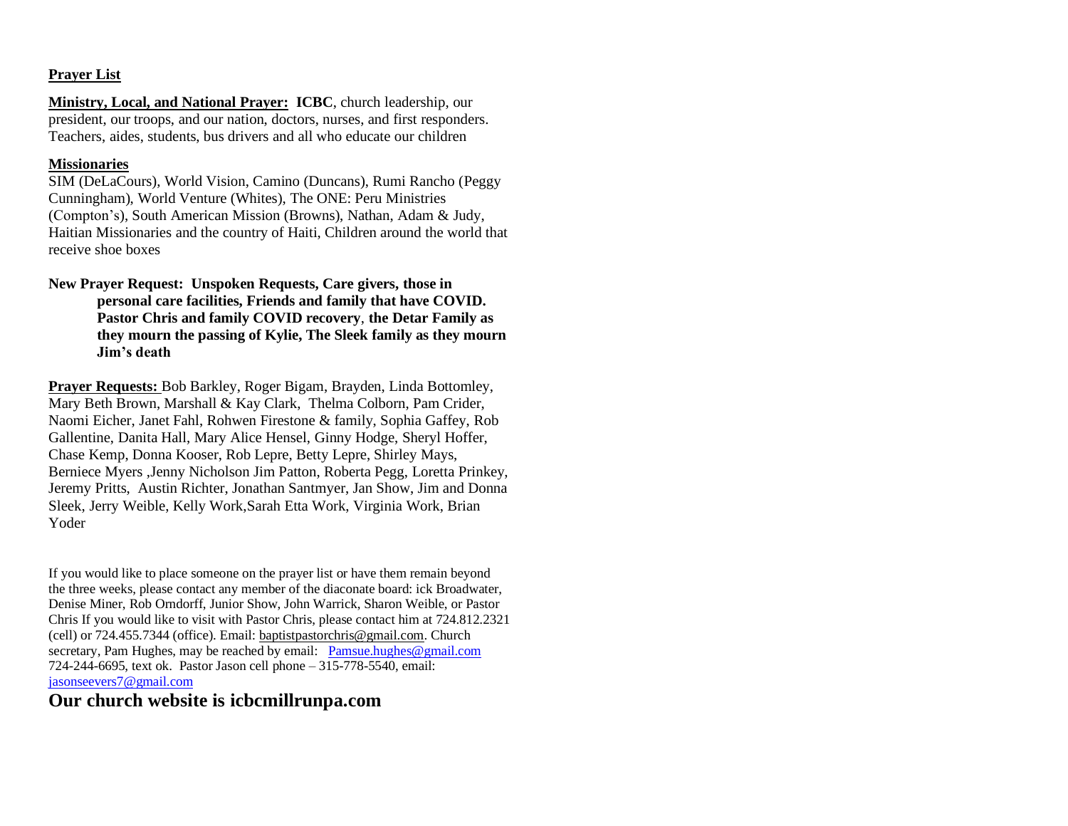**Prayer List**

**Ministry, Local, and National Prayer: ICBC**, church leadership, our president, our troops, and our nation, doctors, nurses, and first responders. Teachers, aides, students, bus drivers and all who educate our children

**Missionaries**

SIM (DeLaCours), World Vision, Camino (Duncans), Rumi Rancho (Peggy Cunningham), World Venture (Whites), The ONE: Peru Ministries (Compton's), South American Mission (Browns), Nathan, Adam & Judy, Haitian Missionaries and the country of Haiti, Children around the world that receive shoe boxes

**New Prayer Request: Unspoken Requests, Care givers, those in personal care facilities, Friends and family that have COVID. Pastor Chris and family COVID recovery**, **the Detar Family as they mourn the passing of Kylie, The Sleek family as they mourn Jim's death**

**Prayer Requests:** Bob Barkley, Roger Bigam, Brayden, Linda Bottomley, Mary Beth Brown, Marshall & Kay Clark, Thelma Colborn, Pam Crider, Naomi Eicher, Janet Fahl, Rohwen Firestone & family, Sophia Gaffey, Rob Gallentine, Danita Hall, Mary Alice Hensel, Ginny Hodge, Sheryl Hoffer, Chase Kemp, Donna Kooser, Rob Lepre, Betty Lepre, Shirley Mays, Berniece Myers ,Jenny Nicholson Jim Patton, Roberta Pegg, Loretta Prinkey, Jeremy Pritts, Austin Richter, Jonathan Santmyer, Jan Show, Jim and Donna Sleek, Jerry Weible, Kelly Work,Sarah Etta Work, Virginia Work, Brian Yoder

If you would like to place someone on the prayer list or have them remain beyond the three weeks, please contact any member of the diaconate board: ick Broadwater, Denise Miner, Rob Orndorff, Junior Show, John Warrick, Sharon Weible, or Pastor Chris If you would like to visit with Pastor Chris, please contact him at 724.812.2321 (cell) or 724.455.7344 (office). Email: baptistpastorchris@gmail.com. Church secretary, Pam Hughes, may be reached by email: Pamsue.hughes@gmail.com 724-244-6695, text ok. Pastor Jason cell phone – 315-778-5540, email: jasonseevers7@gmail.com

## Our church website is icbcmillrunpa.com